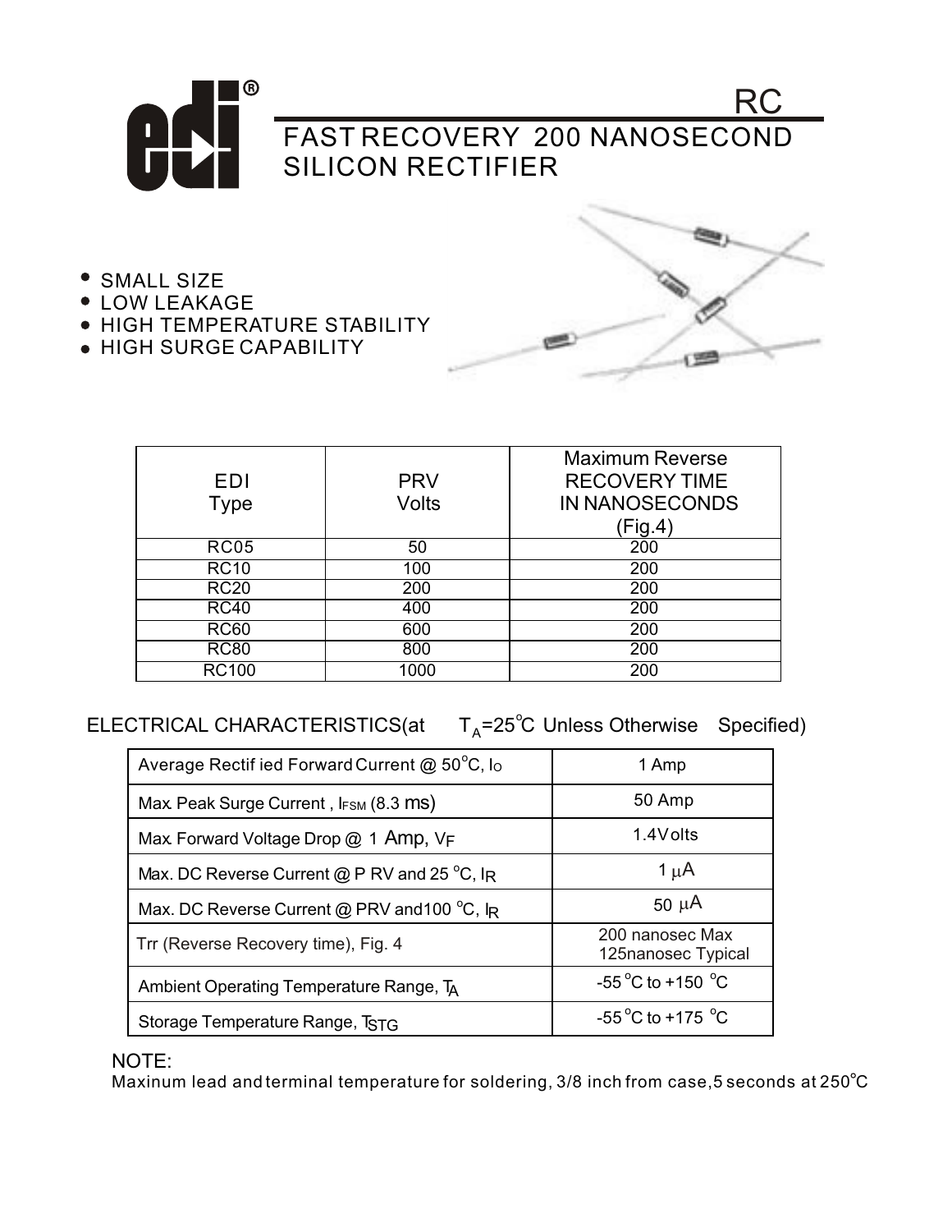# RC

## FAST RECOVERY 200 NANOSECOND SILICON RECTIFIER

- SMALL SIZE
- LOW LEAKAGE
- HIGH TEMPERATURE STABILITY
- HIGH SURGE CAPABILITY

| EDI Type | PRV Volts | Maximum Reverse RECOVERY TIME IN NANOSECONDS (Fig.4) |
|---|---|---|
| RC05 | 50 | 200 |
| RC10 | 100 | 200 |
| RC20 | 200 | 200 |
| RC40 | 400 | 200 |
| RC60 | 600 | 200 |
| RC80 | 800 | 200 |
| RC100 | 1000 | 200 |

ELECTRICAL CHARACTERISTICS(at $T_A$=25°C Unless Otherwise Specified)

| | |
|---|---|
| Average Rectified Forward Current @ 50°C, $I_O$ | 1 Amp |
| Max. Peak Surge Current , $I_{FSM}$ (8.3 ms) | 50 Amp |
| Max. Forward Voltage Drop @ 1 Amp, $V_F$ | 1.4Volts |
| Max. DC Reverse Current @ PRV and 25 °C, $I_R$ | 1 μA |
| Max. DC Reverse Current @ PRV and100 °C, $I_R$ | 50 μA |
| Trr (Reverse Recovery time), Fig. 4 | 200 nanosec Max<br>125nanosec Typical |
| Ambient Operating Temperature Range, $T_A$ | -55 °C to +150 °C |
| Storage Temperature Range, $T_{STG}$ | -55 °C to +175 °C |

NOTE:
Maxinum lead and terminal temperature for soldering, 3/8 inch from case,5 seconds at 250°C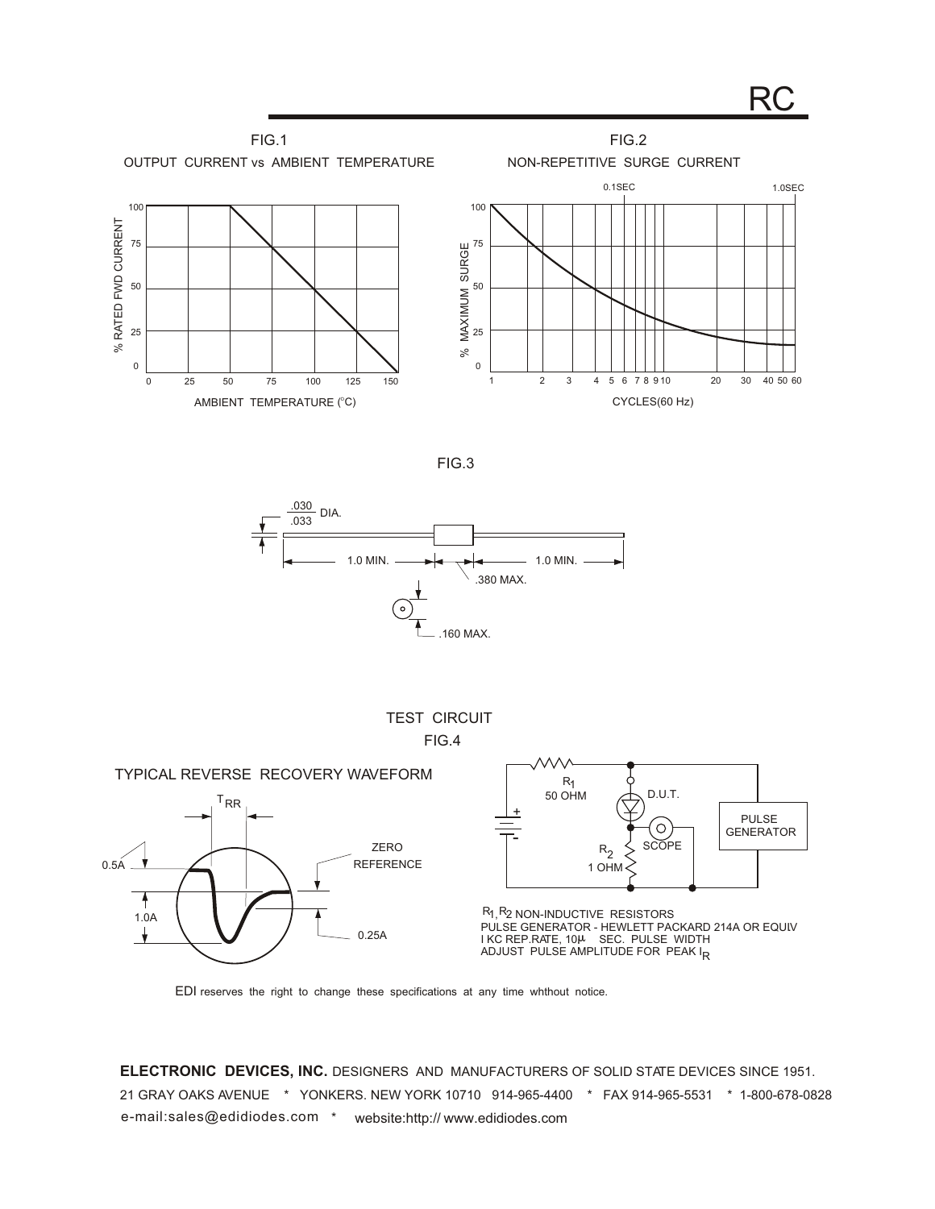FIG.1

OUTPUT CURRENT vs AMBIENT TEMPERATURE

% RATED FWD CURRENT

100
75
50
25
0

0 25 50 75 100 125 150

AMBIENT TEMPERATURE (°C)

FIG.2

NON-REPETITIVE SURGE CURRENT

0.1SEC
1.0SEC

% MAXIMUM SURGE

100
75
50
25
0

1 2 3 4 5 6 7 8 9 10 20 30 40 50 60

CYCLES(60 Hz)

FIG.3

.030
.033 DIA.

1.0 MIN.
1.0 MIN.
.380 MAX.
.160 MAX.

TEST CIRCUIT

FIG.4

TYPICAL REVERSE RECOVERY WAVEFORM

$T_{RR}$

0.5A
1.0A
ZERO REFERENCE
0.25A

$R_1$ 50 OHM

D.U.T.

PULSE GENERATOR

SCOPE

$R_2$ 1 OHM

+
-

$R_1$, $R_2$ NON-INDUCTIVE RESISTORS
PULSE GENERATOR - HEWLETT PACKARD 214A OR EQUIV
I KC REP.RATE, 10µ SEC. PULSE WIDTH
ADJUST PULSE AMPLITUDE FOR PEAK $I_R$

EDI reserves the right to change these specifications at any time whthout notice.

**ELECTRONIC DEVICES, INC.** DESIGNERS AND MANUFACTURERS OF SOLID STATE DEVICES SINCE 1951.
21 GRAY OAKS AVENUE * YONKERS. NEW YORK 10710 914-965-4400 * FAX 914-965-5531 * 1-800-678-0828
e-mail:sales@edidiodes.com * website:http:// www.edidiodes.com